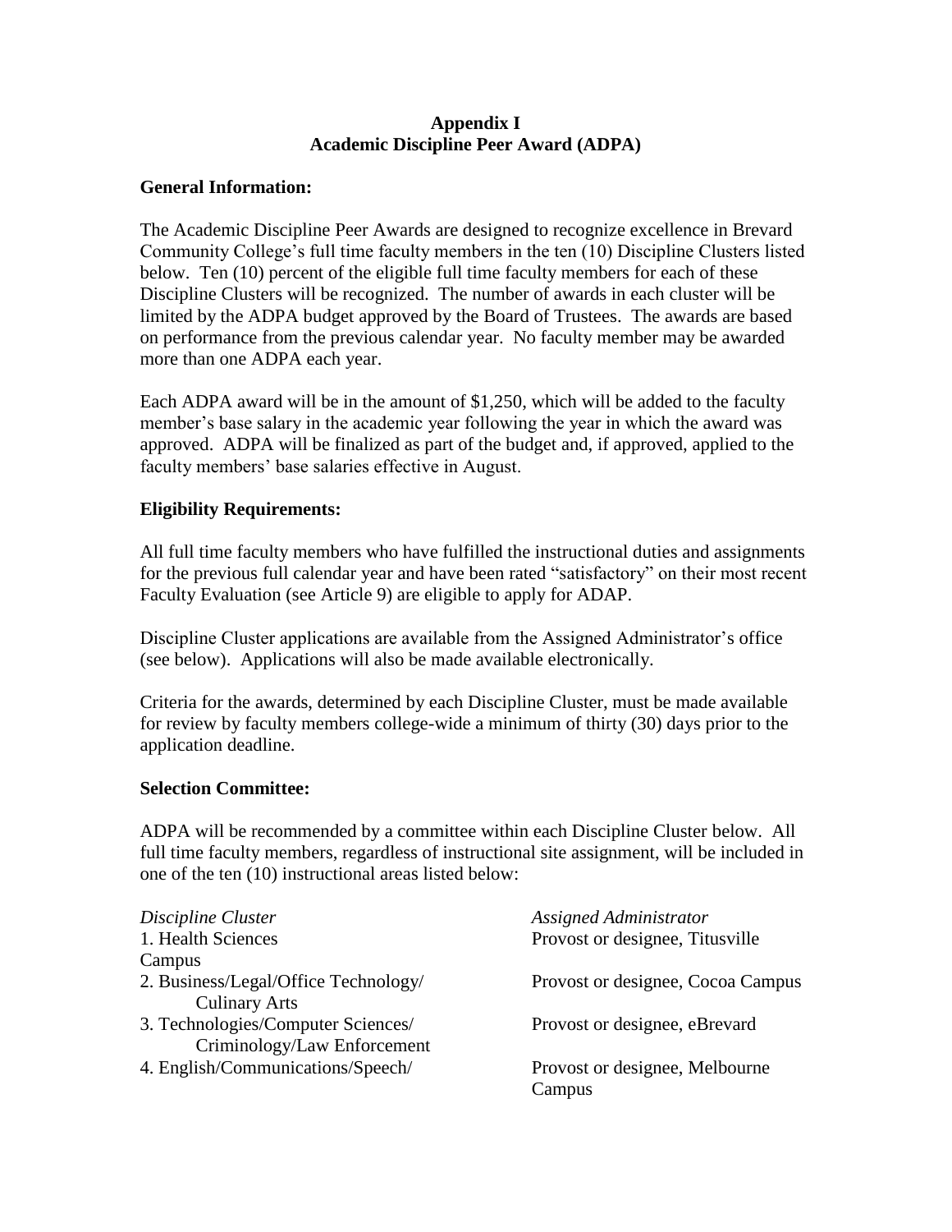# Appendix I
# Academic Discipline Peer Award (ADPA)

**General Information:**

The Academic Discipline Peer Awards are designed to recognize excellence in Brevard Community College's full time faculty members in the ten (10) Discipline Clusters listed below. Ten (10) percent of the eligible full time faculty members for each of these Discipline Clusters will be recognized. The number of awards in each cluster will be limited by the ADPA budget approved by the Board of Trustees. The awards are based on performance from the previous calendar year. No faculty member may be awarded more than one ADPA each year.

Each ADPA award will be in the amount of $1,250, which will be added to the faculty member's base salary in the academic year following the year in which the award was approved. ADPA will be finalized as part of the budget and, if approved, applied to the faculty members' base salaries effective in August.

**Eligibility Requirements:**

All full time faculty members who have fulfilled the instructional duties and assignments for the previous full calendar year and have been rated "satisfactory" on their most recent Faculty Evaluation (see Article 9) are eligible to apply for ADAP.

Discipline Cluster applications are available from the Assigned Administrator's office (see below). Applications will also be made available electronically.

Criteria for the awards, determined by each Discipline Cluster, must be made available for review by faculty members college-wide a minimum of thirty (30) days prior to the application deadline.

**Selection Committee:**

ADPA will be recommended by a committee within each Discipline Cluster below. All full time faculty members, regardless of instructional site assignment, will be included in one of the ten (10) instructional areas listed below:

| *Discipline Cluster* | *Assigned Administrator* |
|---|---|
| 1. Health Sciences | Provost or designee, Titusville Campus |
| 2. Business/Legal/Office Technology/ Culinary Arts | Provost or designee, Cocoa Campus |
| 3. Technologies/Computer Sciences/ Criminology/Law Enforcement | Provost or designee, eBrevard |
| 4. English/Communications/Speech/ | Provost or designee, Melbourne Campus |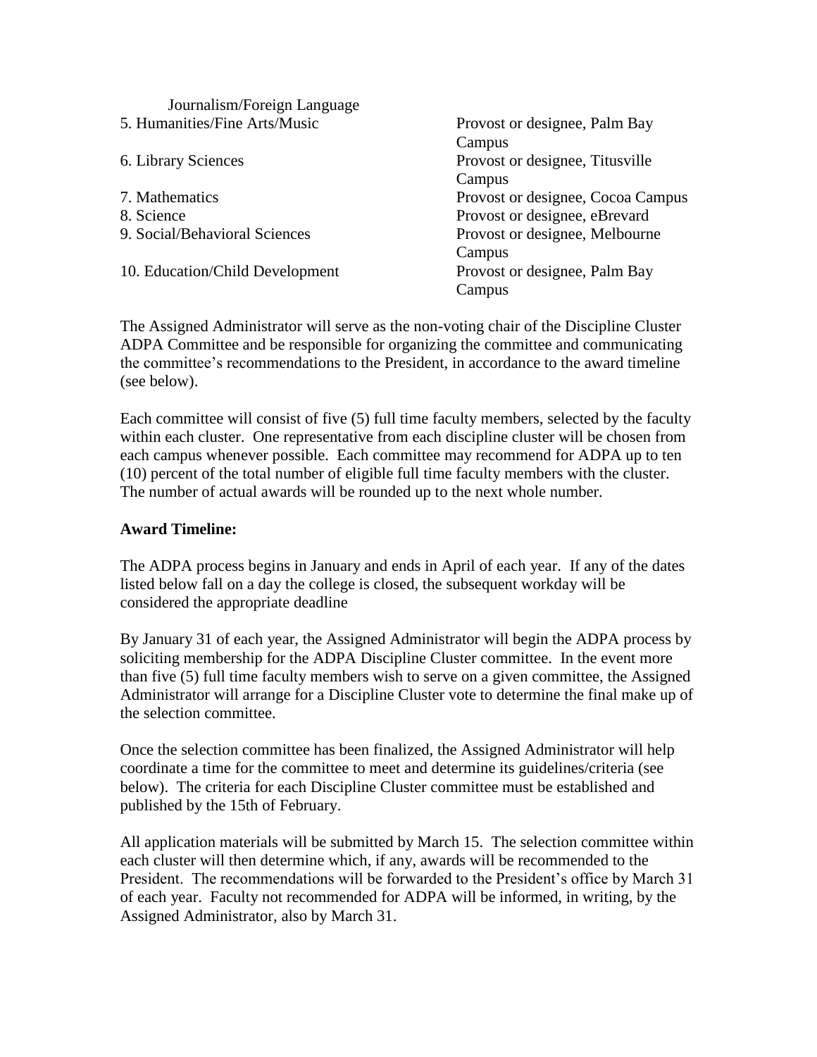| | |
|---|---|
| Journalism/Foreign Language | |
| 5. Humanities/Fine Arts/Music | Provost or designee, Palm Bay Campus |
| 6. Library Sciences | Provost or designee, Titusville Campus |
| 7. Mathematics | Provost or designee, Cocoa Campus |
| 8. Science | Provost or designee, eBrevard |
| 9. Social/Behavioral Sciences | Provost or designee, Melbourne Campus |
| 10. Education/Child Development | Provost or designee, Palm Bay Campus |

The Assigned Administrator will serve as the non-voting chair of the Discipline Cluster ADPA Committee and be responsible for organizing the committee and communicating the committee's recommendations to the President, in accordance to the award timeline (see below).

Each committee will consist of five (5) full time faculty members, selected by the faculty within each cluster. One representative from each discipline cluster will be chosen from each campus whenever possible. Each committee may recommend for ADPA up to ten (10) percent of the total number of eligible full time faculty members with the cluster. The number of actual awards will be rounded up to the next whole number.

**Award Timeline:**

The ADPA process begins in January and ends in April of each year. If any of the dates listed below fall on a day the college is closed, the subsequent workday will be considered the appropriate deadline

By January 31 of each year, the Assigned Administrator will begin the ADPA process by soliciting membership for the ADPA Discipline Cluster committee. In the event more than five (5) full time faculty members wish to serve on a given committee, the Assigned Administrator will arrange for a Discipline Cluster vote to determine the final make up of the selection committee.

Once the selection committee has been finalized, the Assigned Administrator will help coordinate a time for the committee to meet and determine its guidelines/criteria (see below). The criteria for each Discipline Cluster committee must be established and published by the 15th of February.

All application materials will be submitted by March 15. The selection committee within each cluster will then determine which, if any, awards will be recommended to the President. The recommendations will be forwarded to the President's office by March 31 of each year. Faculty not recommended for ADPA will be informed, in writing, by the Assigned Administrator, also by March 31.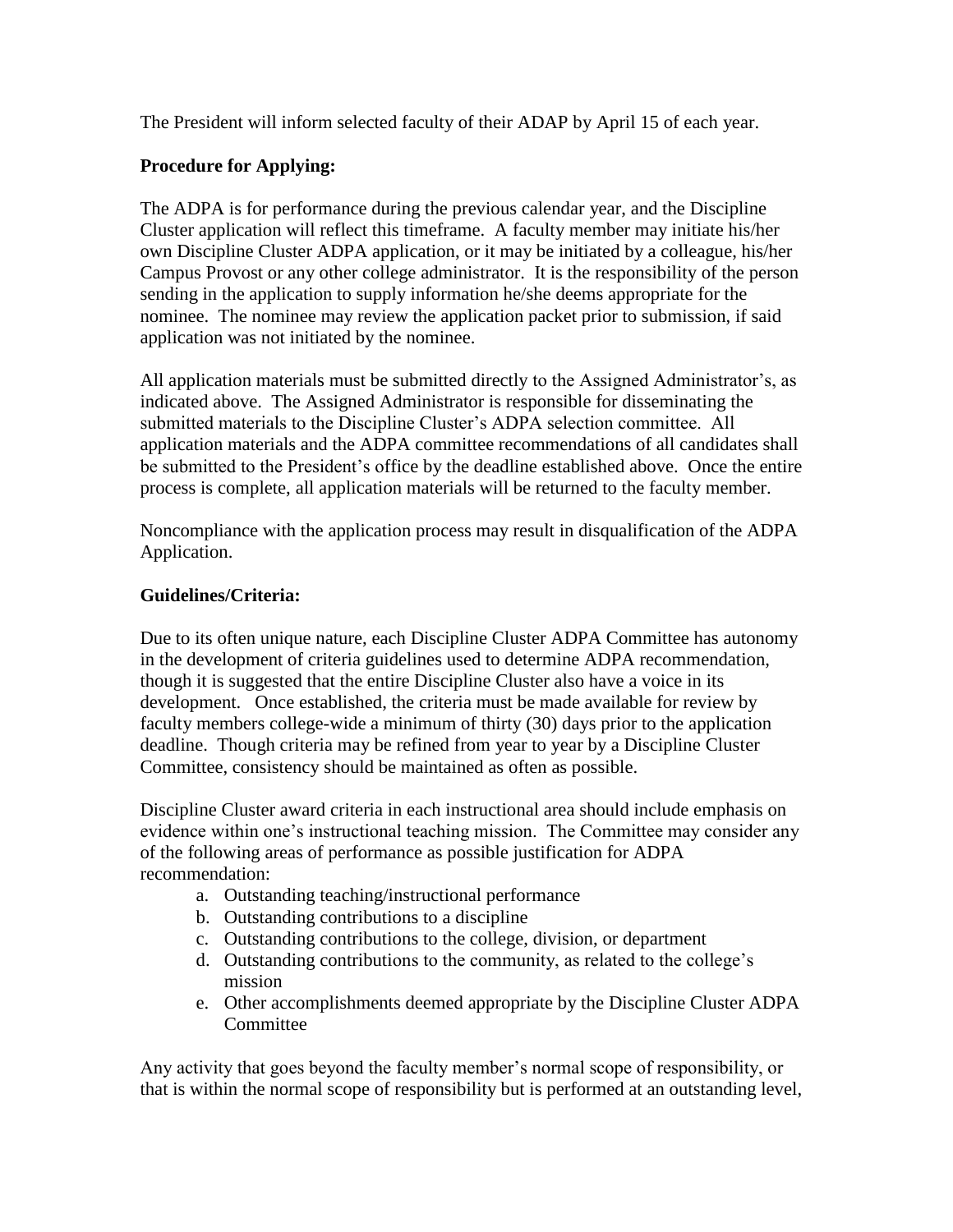The President will inform selected faculty of their ADAP by April 15 of each year.

**Procedure for Applying:**

The ADPA is for performance during the previous calendar year, and the Discipline Cluster application will reflect this timeframe. A faculty member may initiate his/her own Discipline Cluster ADPA application, or it may be initiated by a colleague, his/her Campus Provost or any other college administrator. It is the responsibility of the person sending in the application to supply information he/she deems appropriate for the nominee. The nominee may review the application packet prior to submission, if said application was not initiated by the nominee.

All application materials must be submitted directly to the Assigned Administrator's, as indicated above. The Assigned Administrator is responsible for disseminating the submitted materials to the Discipline Cluster's ADPA selection committee. All application materials and the ADPA committee recommendations of all candidates shall be submitted to the President's office by the deadline established above. Once the entire process is complete, all application materials will be returned to the faculty member.

Noncompliance with the application process may result in disqualification of the ADPA Application.

**Guidelines/Criteria:**

Due to its often unique nature, each Discipline Cluster ADPA Committee has autonomy in the development of criteria guidelines used to determine ADPA recommendation, though it is suggested that the entire Discipline Cluster also have a voice in its development. Once established, the criteria must be made available for review by faculty members college-wide a minimum of thirty (30) days prior to the application deadline. Though criteria may be refined from year to year by a Discipline Cluster Committee, consistency should be maintained as often as possible.

Discipline Cluster award criteria in each instructional area should include emphasis on evidence within one's instructional teaching mission. The Committee may consider any of the following areas of performance as possible justification for ADPA recommendation:

a. Outstanding teaching/instructional performance
b. Outstanding contributions to a discipline
c. Outstanding contributions to the college, division, or department
d. Outstanding contributions to the community, as related to the college's mission
e. Other accomplishments deemed appropriate by the Discipline Cluster ADPA Committee

Any activity that goes beyond the faculty member's normal scope of responsibility, or that is within the normal scope of responsibility but is performed at an outstanding level,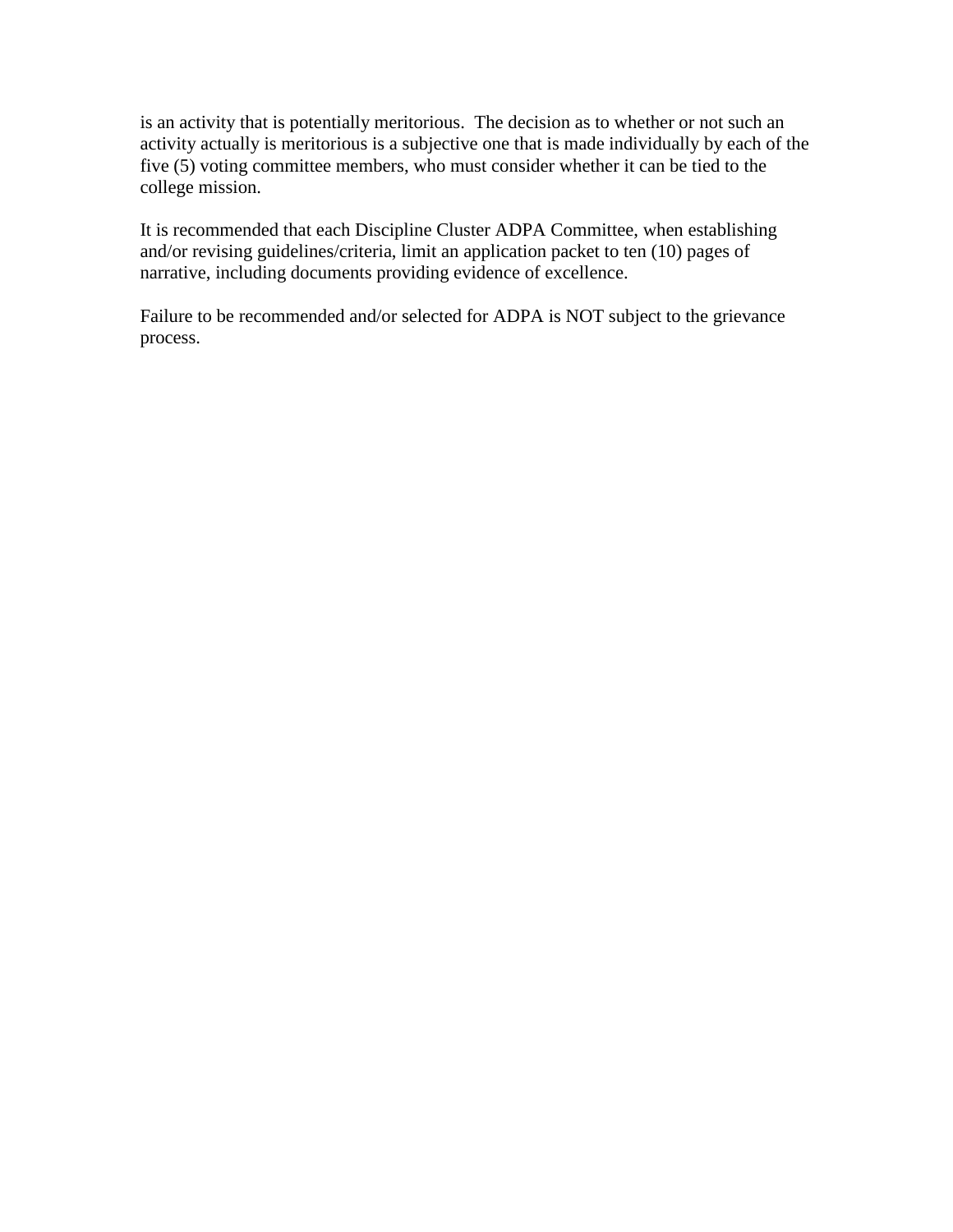is an activity that is potentially meritorious. The decision as to whether or not such an activity actually is meritorious is a subjective one that is made individually by each of the five (5) voting committee members, who must consider whether it can be tied to the college mission.

It is recommended that each Discipline Cluster ADPA Committee, when establishing and/or revising guidelines/criteria, limit an application packet to ten (10) pages of narrative, including documents providing evidence of excellence.

Failure to be recommended and/or selected for ADPA is NOT subject to the grievance process.